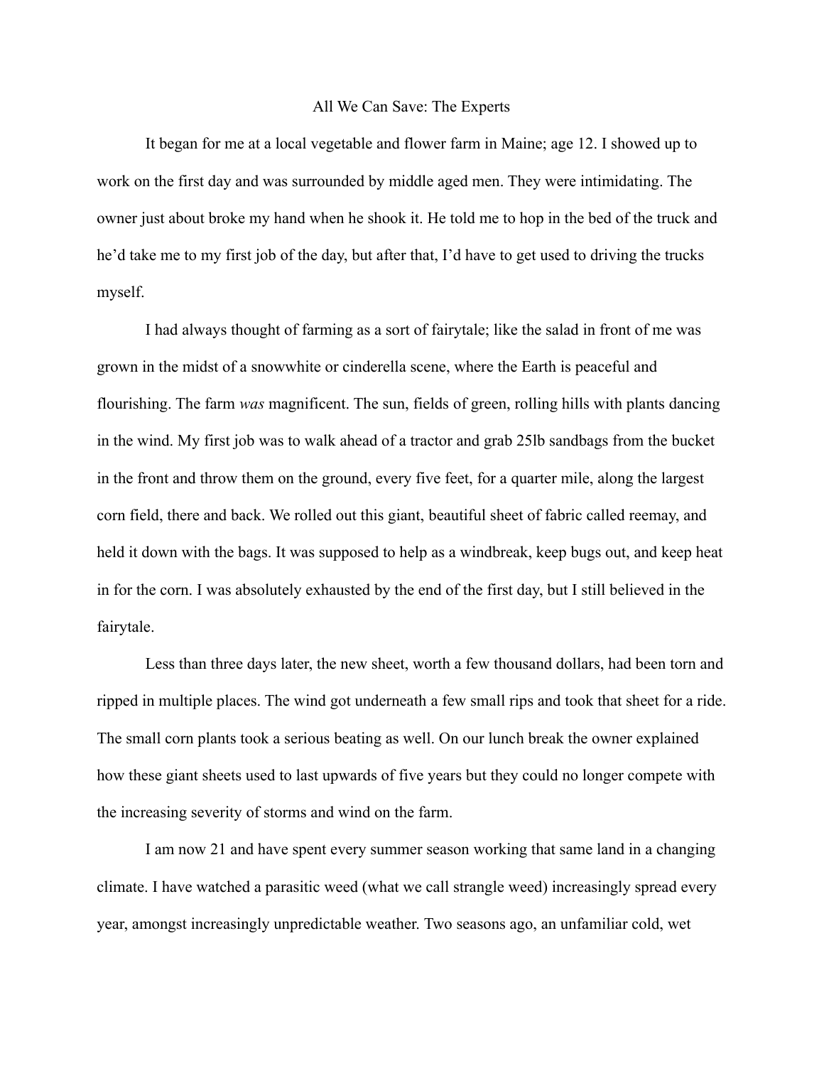# All We Can Save: The Experts

It began for me at a local vegetable and flower farm in Maine; age 12. I showed up to work on the first day and was surrounded by middle aged men. They were intimidating. The owner just about broke my hand when he shook it. He told me to hop in the bed of the truck and he'd take me to my first job of the day, but after that, I'd have to get used to driving the trucks myself.

I had always thought of farming as a sort of fairytale; like the salad in front of me was grown in the midst of a snowwhite or cinderella scene, where the Earth is peaceful and flourishing. The farm *was* magnificent. The sun, fields of green, rolling hills with plants dancing in the wind. My first job was to walk ahead of a tractor and grab 25lb sandbags from the bucket in the front and throw them on the ground, every five feet, for a quarter mile, along the largest corn field, there and back. We rolled out this giant, beautiful sheet of fabric called reemay, and held it down with the bags. It was supposed to help as a windbreak, keep bugs out, and keep heat in for the corn. I was absolutely exhausted by the end of the first day, but I still believed in the fairytale.

Less than three days later, the new sheet, worth a few thousand dollars, had been torn and ripped in multiple places. The wind got underneath a few small rips and took that sheet for a ride. The small corn plants took a serious beating as well. On our lunch break the owner explained how these giant sheets used to last upwards of five years but they could no longer compete with the increasing severity of storms and wind on the farm.

I am now 21 and have spent every summer season working that same land in a changing climate. I have watched a parasitic weed (what we call strangle weed) increasingly spread every year, amongst increasingly unpredictable weather. Two seasons ago, an unfamiliar cold, wet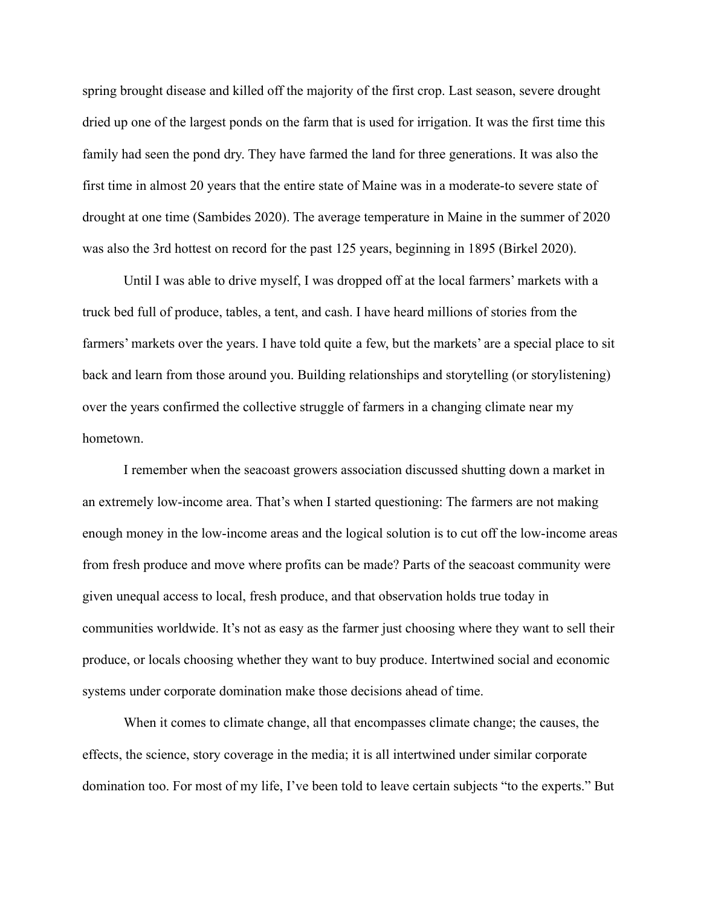spring brought disease and killed off the majority of the first crop. Last season, severe drought dried up one of the largest ponds on the farm that is used for irrigation. It was the first time this family had seen the pond dry. They have farmed the land for three generations. It was also the first time in almost 20 years that the entire state of Maine was in a moderate-to severe state of drought at one time (Sambides 2020). The average temperature in Maine in the summer of 2020 was also the 3rd hottest on record for the past 125 years, beginning in 1895 (Birkel 2020).

Until I was able to drive myself, I was dropped off at the local farmers' markets with a truck bed full of produce, tables, a tent, and cash. I have heard millions of stories from the farmers' markets over the years. I have told quite a few, but the markets' are a special place to sit back and learn from those around you. Building relationships and storytelling (or storylistening) over the years confirmed the collective struggle of farmers in a changing climate near my hometown.

I remember when the seacoast growers association discussed shutting down a market in an extremely low-income area. That's when I started questioning: The farmers are not making enough money in the low-income areas and the logical solution is to cut off the low-income areas from fresh produce and move where profits can be made? Parts of the seacoast community were given unequal access to local, fresh produce, and that observation holds true today in communities worldwide. It's not as easy as the farmer just choosing where they want to sell their produce, or locals choosing whether they want to buy produce. Intertwined social and economic systems under corporate domination make those decisions ahead of time.

When it comes to climate change, all that encompasses climate change; the causes, the effects, the science, story coverage in the media; it is all intertwined under similar corporate domination too. For most of my life, I've been told to leave certain subjects "to the experts." But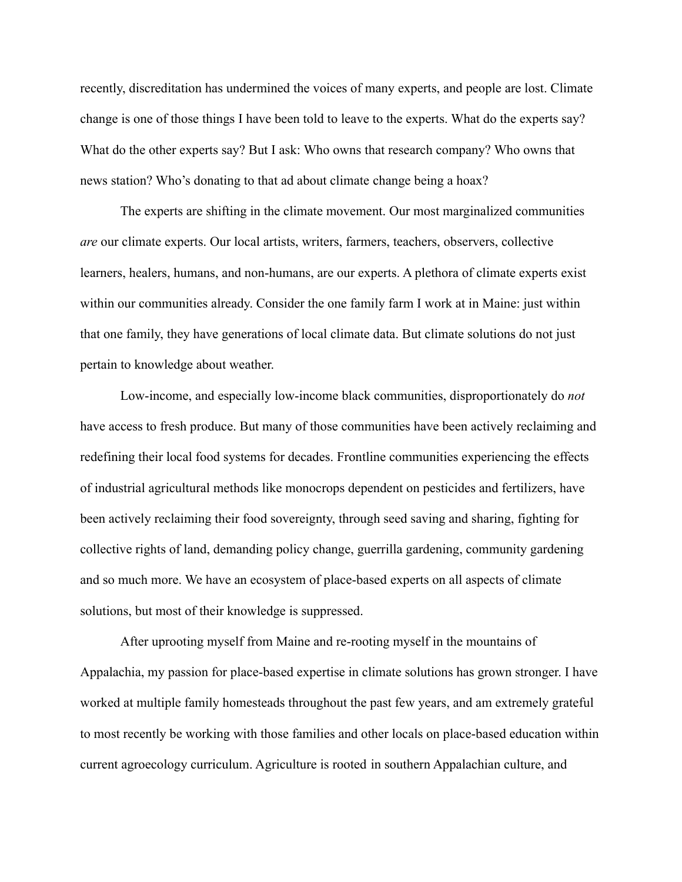recently, discreditation has undermined the voices of many experts, and people are lost. Climate change is one of those things I have been told to leave to the experts. What do the experts say? What do the other experts say? But I ask: Who owns that research company? Who owns that news station? Who's donating to that ad about climate change being a hoax?

The experts are shifting in the climate movement. Our most marginalized communities *are* our climate experts. Our local artists, writers, farmers, teachers, observers, collective learners, healers, humans, and non-humans, are our experts. A plethora of climate experts exist within our communities already. Consider the one family farm I work at in Maine: just within that one family, they have generations of local climate data. But climate solutions do not just pertain to knowledge about weather.

Low-income, and especially low-income black communities, disproportionately do *not* have access to fresh produce. But many of those communities have been actively reclaiming and redefining their local food systems for decades. Frontline communities experiencing the effects of industrial agricultural methods like monocrops dependent on pesticides and fertilizers, have been actively reclaiming their food sovereignty, through seed saving and sharing, fighting for collective rights of land, demanding policy change, guerrilla gardening, community gardening and so much more. We have an ecosystem of place-based experts on all aspects of climate solutions, but most of their knowledge is suppressed.

After uprooting myself from Maine and re-rooting myself in the mountains of Appalachia, my passion for place-based expertise in climate solutions has grown stronger. I have worked at multiple family homesteads throughout the past few years, and am extremely grateful to most recently be working with those families and other locals on place-based education within current agroecology curriculum. Agriculture is rooted in southern Appalachian culture, and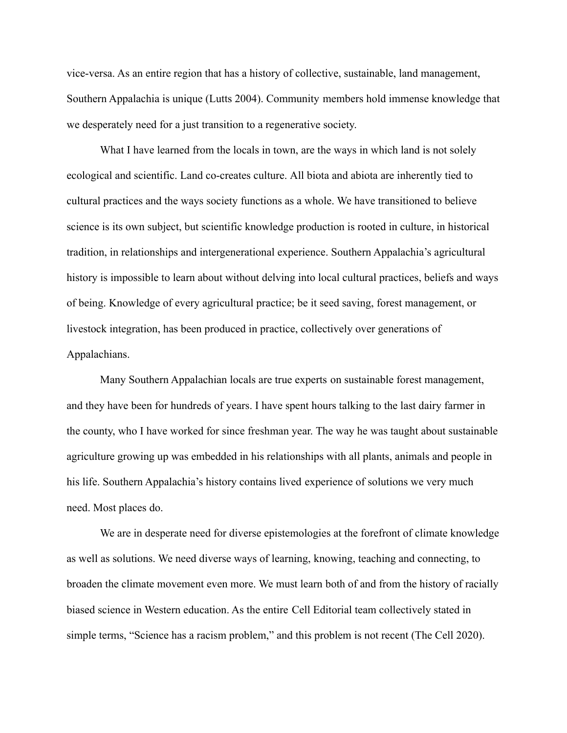vice-versa. As an entire region that has a history of collective, sustainable, land management, Southern Appalachia is unique (Lutts 2004). Community members hold immense knowledge that we desperately need for a just transition to a regenerative society.

What I have learned from the locals in town, are the ways in which land is not solely ecological and scientific. Land co-creates culture. All biota and abiota are inherently tied to cultural practices and the ways society functions as a whole. We have transitioned to believe science is its own subject, but scientific knowledge production is rooted in culture, in historical tradition, in relationships and intergenerational experience. Southern Appalachia's agricultural history is impossible to learn about without delving into local cultural practices, beliefs and ways of being. Knowledge of every agricultural practice; be it seed saving, forest management, or livestock integration, has been produced in practice, collectively over generations of Appalachians.

Many Southern Appalachian locals are true experts on sustainable forest management, and they have been for hundreds of years. I have spent hours talking to the last dairy farmer in the county, who I have worked for since freshman year. The way he was taught about sustainable agriculture growing up was embedded in his relationships with all plants, animals and people in his life. Southern Appalachia's history contains lived experience of solutions we very much need. Most places do.

We are in desperate need for diverse epistemologies at the forefront of climate knowledge as well as solutions. We need diverse ways of learning, knowing, teaching and connecting, to broaden the climate movement even more. We must learn both of and from the history of racially biased science in Western education. As the entire Cell Editorial team collectively stated in simple terms, "Science has a racism problem," and this problem is not recent (The Cell 2020).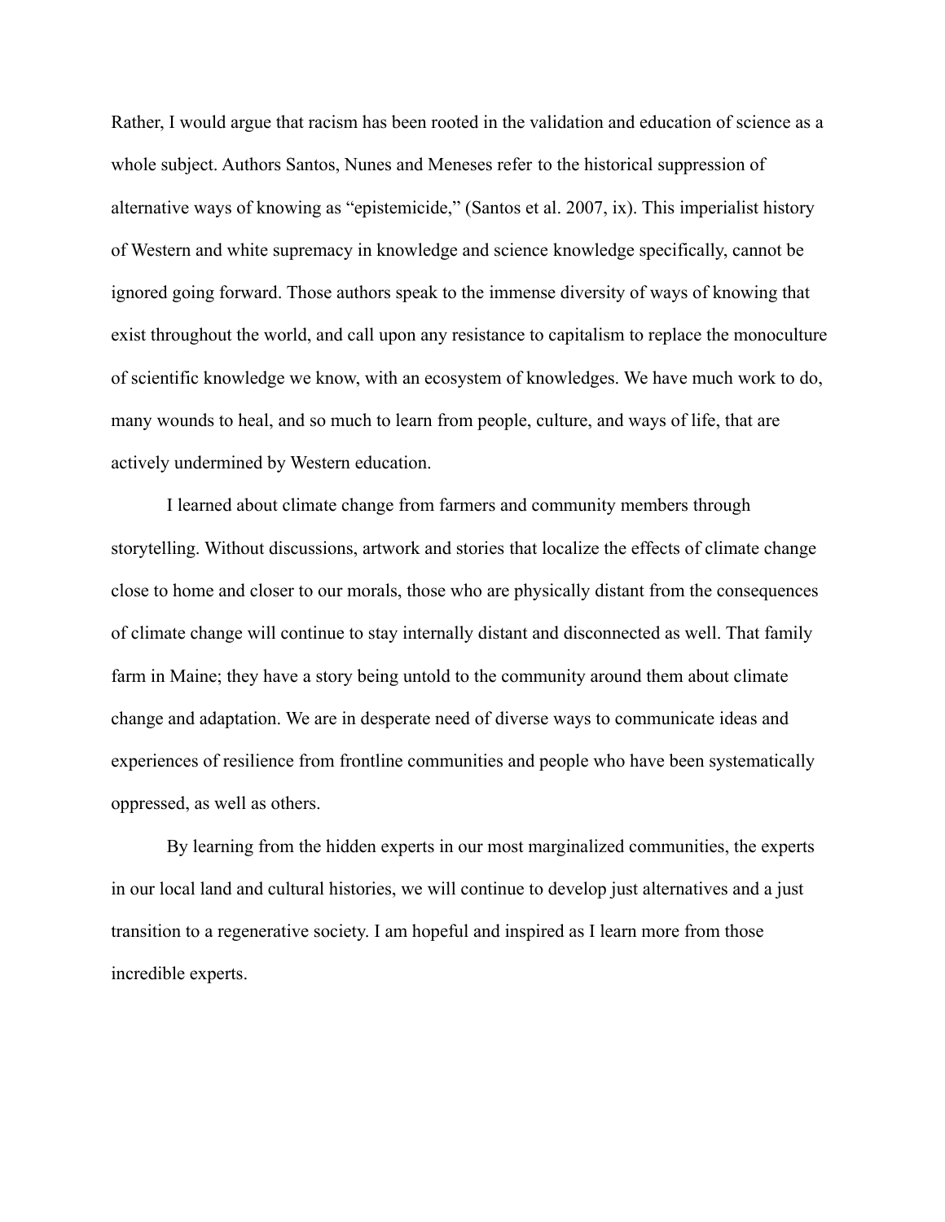Rather, I would argue that racism has been rooted in the validation and education of science as a whole subject. Authors Santos, Nunes and Meneses refer to the historical suppression of alternative ways of knowing as "epistemicide," (Santos et al. 2007, ix). This imperialist history of Western and white supremacy in knowledge and science knowledge specifically, cannot be ignored going forward. Those authors speak to the immense diversity of ways of knowing that exist throughout the world, and call upon any resistance to capitalism to replace the monoculture of scientific knowledge we know, with an ecosystem of knowledges. We have much work to do, many wounds to heal, and so much to learn from people, culture, and ways of life, that are actively undermined by Western education.

I learned about climate change from farmers and community members through storytelling. Without discussions, artwork and stories that localize the effects of climate change close to home and closer to our morals, those who are physically distant from the consequences of climate change will continue to stay internally distant and disconnected as well. That family farm in Maine; they have a story being untold to the community around them about climate change and adaptation. We are in desperate need of diverse ways to communicate ideas and experiences of resilience from frontline communities and people who have been systematically oppressed, as well as others.

By learning from the hidden experts in our most marginalized communities, the experts in our local land and cultural histories, we will continue to develop just alternatives and a just transition to a regenerative society. I am hopeful and inspired as I learn more from those incredible experts.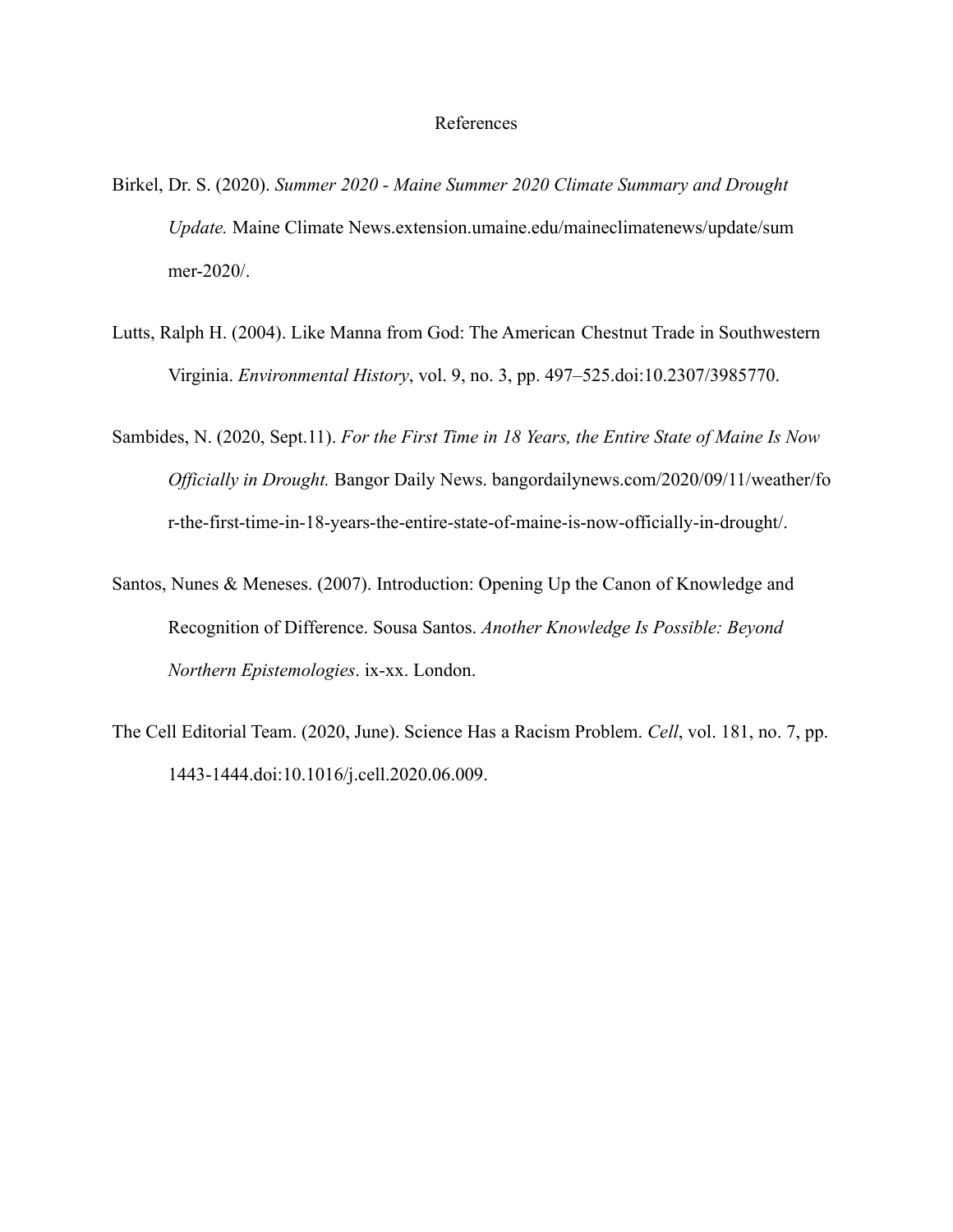# References

Birkel, Dr. S. (2020). *Summer 2020 - Maine Summer 2020 Climate Summary and Drought Update.* Maine Climate News.extension.umaine.edu/maineclimatenews/update/summer-2020/.

Lutts, Ralph H. (2004). Like Manna from God: The American Chestnut Trade in Southwestern Virginia. *Environmental History*, vol. 9, no. 3, pp. 497–525.doi:10.2307/3985770.

Sambides, N. (2020, Sept.11). *For the First Time in 18 Years, the Entire State of Maine Is Now Officially in Drought.* Bangor Daily News. bangordailynews.com/2020/09/11/weather/for-the-first-time-in-18-years-the-entire-state-of-maine-is-now-officially-in-drought/.

Santos, Nunes & Meneses. (2007). Introduction: Opening Up the Canon of Knowledge and Recognition of Difference. Sousa Santos. *Another Knowledge Is Possible: Beyond Northern Epistemologies*. ix-xx. London.

The Cell Editorial Team. (2020, June). Science Has a Racism Problem. *Cell*, vol. 181, no. 7, pp. 1443-1444.doi:10.1016/j.cell.2020.06.009.